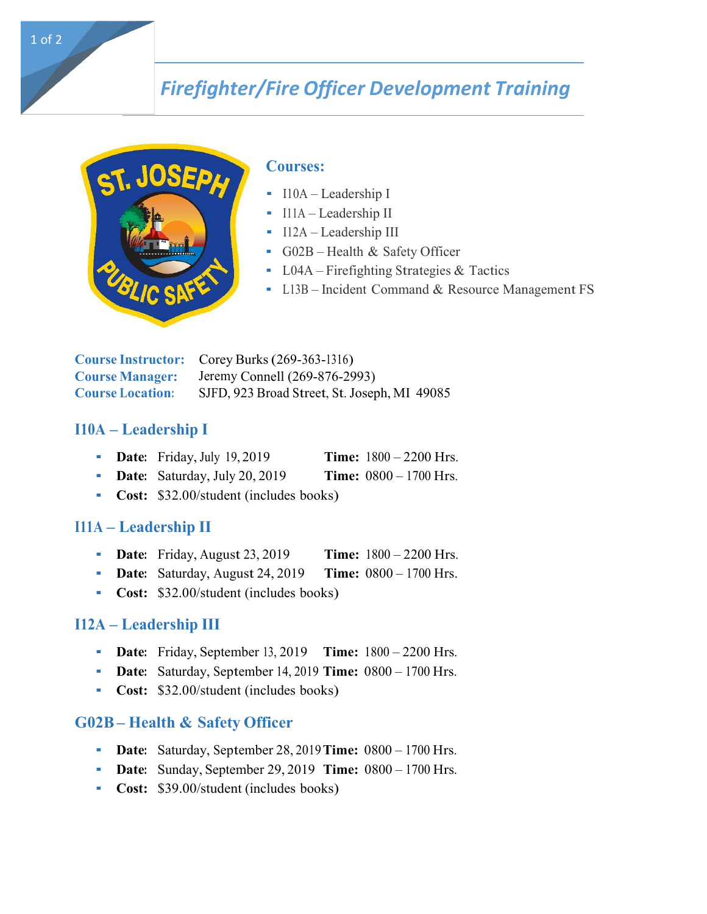# Firefighter/Fire Officer Development Training

## Courses:

- I10A – Leadership I
- I11A – Leadership II
- I12A – Leadership III
- G02B – Health & Safety Officer
- L04A – Firefighting Strategies & Tactics
- L13B – Incident Command & Resource Management FS

**Course Instructor:** Corey Burks (269-363-1316)
**Course Manager:** Jeremy Connell (269-876-2993)
**Course Location:** SJFD, 923 Broad Street, St. Joseph, MI 49085

## I10A – Leadership I

- **Date:** Friday, July 19, 2019 **Time:** 1800 – 2200 Hrs.
- **Date:** Saturday, July 20, 2019 **Time:** 0800 – 1700 Hrs.
- **Cost:** $32.00/student (includes books)

## I11A – Leadership II

- **Date:** Friday, August 23, 2019 **Time:** 1800 – 2200 Hrs.
- **Date:** Saturday, August 24, 2019 **Time:** 0800 – 1700 Hrs.
- **Cost:** $32.00/student (includes books)

## I12A – Leadership III

- **Date:** Friday, September 13, 2019 **Time:** 1800 – 2200 Hrs.
- **Date:** Saturday, September 14, 2019 **Time:** 0800 – 1700 Hrs.
- **Cost:** $32.00/student (includes books)

## G02B – Health & Safety Officer

- **Date:** Saturday, September 28, 2019 **Time:** 0800 – 1700 Hrs.
- **Date:** Sunday, September 29, 2019 **Time:** 0800 – 1700 Hrs.
- **Cost:** $39.00/student (includes books)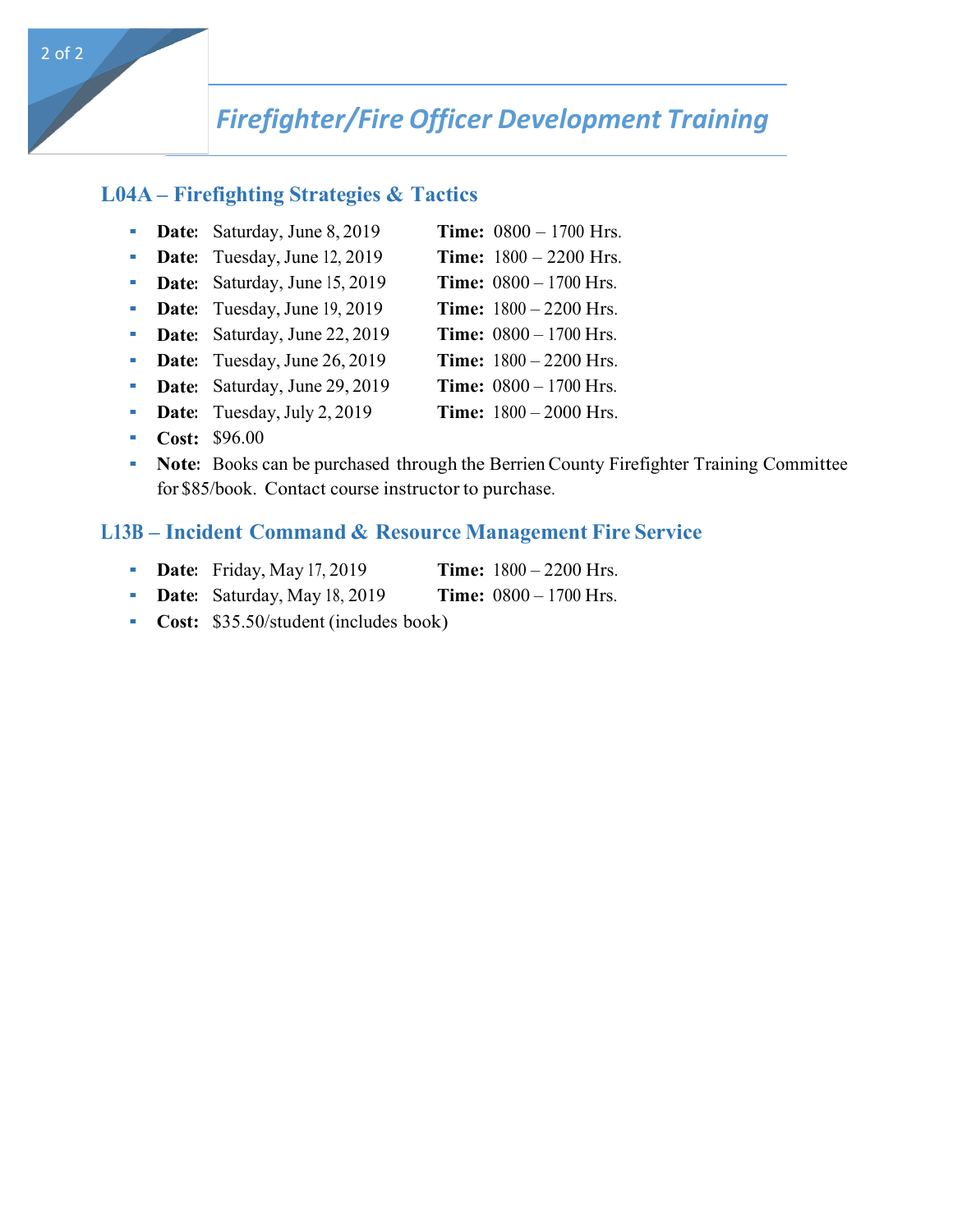# Firefighter/Fire Officer Development Training

## L04A – Firefighting Strategies & Tactics

- **Date:** Saturday, June 8, 2019 **Time:** 0800 – 1700 Hrs.
- **Date:** Tuesday, June 12, 2019 **Time:** 1800 – 2200 Hrs.
- **Date:** Saturday, June 15, 2019 **Time:** 0800 – 1700 Hrs.
- **Date:** Tuesday, June 19, 2019 **Time:** 1800 – 2200 Hrs.
- **Date:** Saturday, June 22, 2019 **Time:** 0800 – 1700 Hrs.
- **Date:** Tuesday, June 26, 2019 **Time:** 1800 – 2200 Hrs.
- **Date:** Saturday, June 29, 2019 **Time:** 0800 – 1700 Hrs.
- **Date:** Tuesday, July 2, 2019 **Time:** 1800 – 2000 Hrs.
- **Cost:** $96.00
- **Note:** Books can be purchased through the Berrien County Firefighter Training Committee for $85/book. Contact course instructor to purchase.

## L13B – Incident Command & Resource Management Fire Service

- **Date:** Friday, May 17, 2019 **Time:** 1800 – 2200 Hrs.
- **Date:** Saturday, May 18, 2019 **Time:** 0800 – 1700 Hrs.
- **Cost:** $35.50/student (includes book)